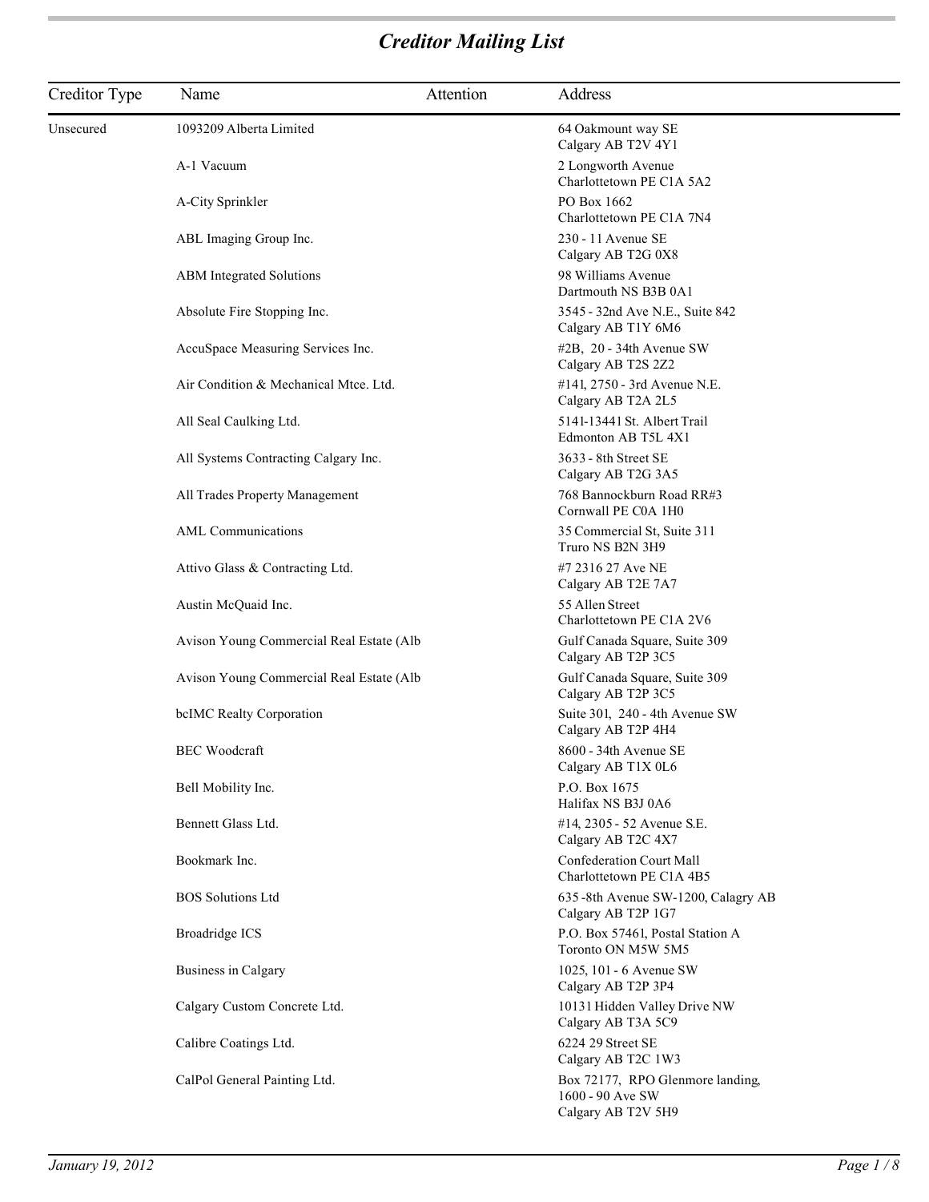# *Creditor Mailing List*

| Creditor Type | Name | Attention | Address |
|---|---|---|---|
| Unsecured | 1093209 Alberta Limited | | 64 Oakmount way SE<br>Calgary AB T2V 4Y1 |
| | A-1 Vacuum | | 2 Longworth Avenue<br>Charlottetown PE C1A 5A2 |
| | A-City Sprinkler | | PO Box 1662<br>Charlottetown PE C1A 7N4 |
| | ABL Imaging Group Inc. | | 230 - 11 Avenue SE<br>Calgary AB T2G 0X8 |
| | ABM Integrated Solutions | | 98 Williams Avenue<br>Dartmouth NS B3B 0A1 |
| | Absolute Fire Stopping Inc. | | 3545 - 32nd Ave N.E., Suite 842<br>Calgary AB T1Y 6M6 |
| | AccuSpace Measuring Services Inc. | | #2B, 20 - 34th Avenue SW<br>Calgary AB T2S 2Z2 |
| | Air Condition & Mechanical Mtce. Ltd. | | #141, 2750 - 3rd Avenue N.E.<br>Calgary AB T2A 2L5 |
| | All Seal Caulking Ltd. | | 5141-13441 St. Albert Trail<br>Edmonton AB T5L 4X1 |
| | All Systems Contracting Calgary Inc. | | 3633 - 8th Street SE<br>Calgary AB T2G 3A5 |
| | All Trades Property Management | | 768 Bannockburn Road RR#3<br>Cornwall PE C0A 1H0 |
| | AML Communications | | 35 Commercial St, Suite 311<br>Truro NS B2N 3H9 |
| | Attivo Glass & Contracting Ltd. | | #7 2316 27 Ave NE<br>Calgary AB T2E 7A7 |
| | Austin McQuaid Inc. | | 55 Allen Street<br>Charlottetown PE C1A 2V6 |
| | Avison Young Commercial Real Estate (Alb | | Gulf Canada Square, Suite 309<br>Calgary AB T2P 3C5 |
| | Avison Young Commercial Real Estate (Alb | | Gulf Canada Square, Suite 309<br>Calgary AB T2P 3C5 |
| | bcIMC Realty Corporation | | Suite 301, 240 - 4th Avenue SW<br>Calgary AB T2P 4H4 |
| | BEC Woodcraft | | 8600 - 34th Avenue SE<br>Calgary AB T1X 0L6 |
| | Bell Mobility Inc. | | P.O. Box 1675<br>Halifax NS B3J 0A6 |
| | Bennett Glass Ltd. | | #14, 2305 - 52 Avenue S.E.<br>Calgary AB T2C 4X7 |
| | Bookmark Inc. | | Confederation Court Mall<br>Charlottetown PE C1A 4B5 |
| | BOS Solutions Ltd | | 635 -8th Avenue SW-1200, Calagry AB<br>Calgary AB T2P 1G7 |
| | Broadridge ICS | | P.O. Box 57461, Postal Station A<br>Toronto ON M5W 5M5 |
| | Business in Calgary | | 1025, 101 - 6 Avenue SW<br>Calgary AB T2P 3P4 |
| | Calgary Custom Concrete Ltd. | | 10131 Hidden Valley Drive NW<br>Calgary AB T3A 5C9 |
| | Calibre Coatings Ltd. | | 6224 29 Street SE<br>Calgary AB T2C 1W3 |
| | CalPol General Painting Ltd. | | Box 72177, RPO Glenmore landing,<br>1600 - 90 Ave SW<br>Calgary AB T2V 5H9 |

*January 19, 2012*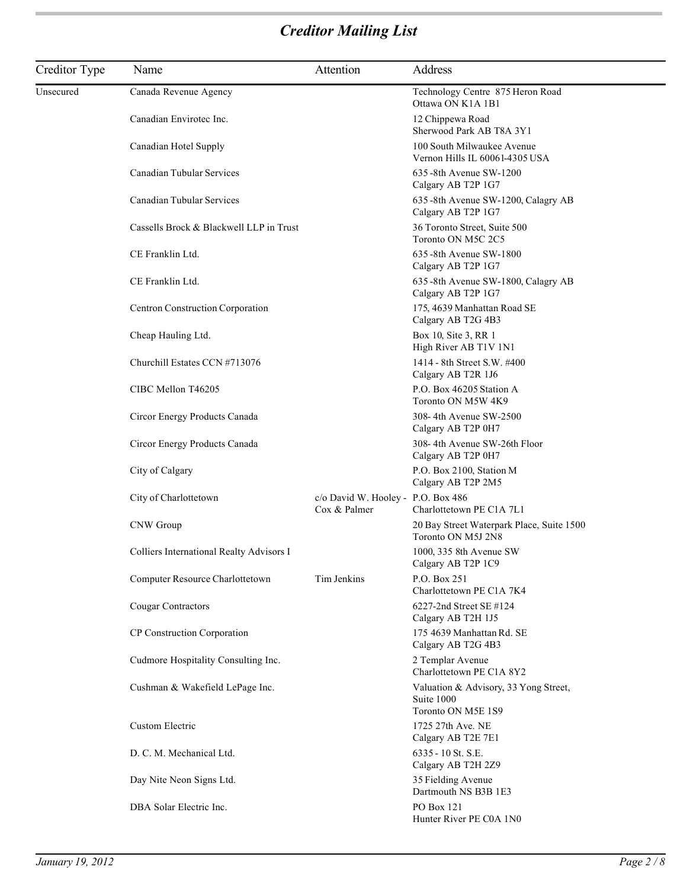## *Creditor Mailing List*

| Creditor Type | Name | Attention | Address |
|---|---|---|---|
| Unsecured | Canada Revenue Agency | | Technology Centre 875 Heron Road<br>Ottawa ON K1A 1B1 |
| | Canadian Envirotec Inc. | | 12 Chippewa Road<br>Sherwood Park AB T8A 3Y1 |
| | Canadian Hotel Supply | | 100 South Milwaukee Avenue<br>Vernon Hills IL 60061-4305 USA |
| | Canadian Tubular Services | | 635 -8th Avenue SW-1200<br>Calgary AB T2P 1G7 |
| | Canadian Tubular Services | | 635 -8th Avenue SW-1200, Calagry AB<br>Calgary AB T2P 1G7 |
| | Cassells Brock & Blackwell LLP in Trust | | 36 Toronto Street, Suite 500<br>Toronto ON M5C 2C5 |
| | CE Franklin Ltd. | | 635 -8th Avenue SW-1800<br>Calgary AB T2P 1G7 |
| | CE Franklin Ltd. | | 635 -8th Avenue SW-1800, Calagry AB<br>Calgary AB T2P 1G7 |
| | Centron Construction Corporation | | 175, 4639 Manhattan Road SE<br>Calgary AB T2G 4B3 |
| | Cheap Hauling Ltd. | | Box 10, Site 3, RR 1<br>High River AB T1V 1N1 |
| | Churchill Estates CCN #713076 | | 1414 - 8th Street S.W. #400<br>Calgary AB T2R 1J6 |
| | CIBC Mellon T46205 | | P.O. Box 46205 Station A<br>Toronto ON M5W 4K9 |
| | Circor Energy Products Canada | | 308- 4th Avenue SW-2500<br>Calgary AB T2P 0H7 |
| | Circor Energy Products Canada | | 308- 4th Avenue SW-26th Floor<br>Calgary AB T2P 0H7 |
| | City of Calgary | | P.O. Box 2100, Station M<br>Calgary AB T2P 2M5 |
| | City of Charlottetown | c/o David W. Hooley - Cox & Palmer | P.O. Box 486<br>Charlottetown PE C1A 7L1 |
| | CNW Group | | 20 Bay Street Waterpark Place, Suite 1500<br>Toronto ON M5J 2N8 |
| | Colliers International Realty Advisors I | | 1000, 335 8th Avenue SW<br>Calgary AB T2P 1C9 |
| | Computer Resource Charlottetown | Tim Jenkins | P.O. Box 251<br>Charlottetown PE C1A 7K4 |
| | Cougar Contractors | | 6227-2nd Street SE #124<br>Calgary AB T2H 1J5 |
| | CP Construction Corporation | | 175 4639 Manhattan Rd. SE<br>Calgary AB T2G 4B3 |
| | Cudmore Hospitality Consulting Inc. | | 2 Templar Avenue<br>Charlottetown PE C1A 8Y2 |
| | Cushman & Wakefield LePage Inc. | | Valuation & Advisory, 33 Yong Street, Suite 1000<br>Toronto ON M5E 1S9 |
| | Custom Electric | | 1725 27th Ave. NE<br>Calgary AB T2E 7E1 |
| | D. C. M. Mechanical Ltd. | | 6335 - 10 St. S.E.<br>Calgary AB T2H 2Z9 |
| | Day Nite Neon Signs Ltd. | | 35 Fielding Avenue<br>Dartmouth NS B3B 1E3 |
| | DBA Solar Electric Inc. | | PO Box 121<br>Hunter River PE C0A 1N0 |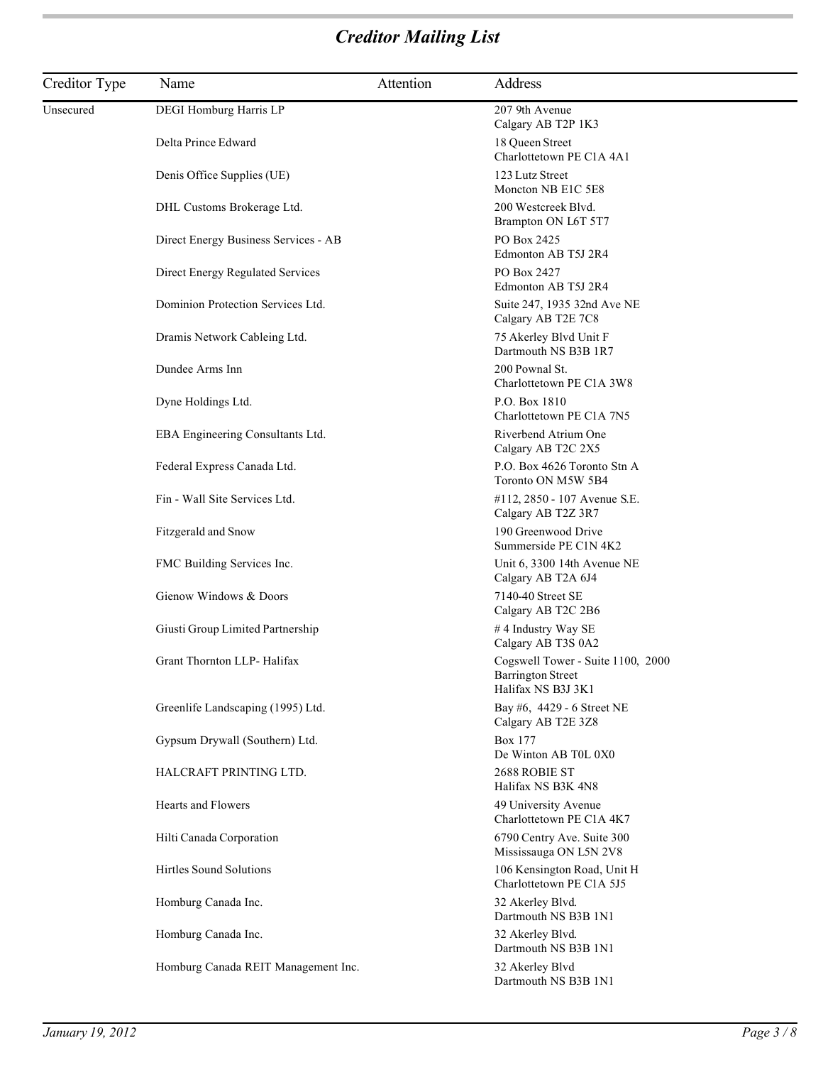## *Creditor Mailing List*

| Creditor Type | Name | Attention | Address |
|---|---|---|---|
| Unsecured | DEGI Homburg Harris LP | | 207 9th Avenue<br>Calgary AB T2P 1K3 |
| | Delta Prince Edward | | 18 Queen Street<br>Charlottetown PE C1A 4A1 |
| | Denis Office Supplies (UE) | | 123 Lutz Street<br>Moncton NB E1C 5E8 |
| | DHL Customs Brokerage Ltd. | | 200 Westcreek Blvd.<br>Brampton ON L6T 5T7 |
| | Direct Energy Business Services - AB | | PO Box 2425<br>Edmonton AB T5J 2R4 |
| | Direct Energy Regulated Services | | PO Box 2427<br>Edmonton AB T5J 2R4 |
| | Dominion Protection Services Ltd. | | Suite 247, 1935 32nd Ave NE<br>Calgary AB T2E 7C8 |
| | Dramis Network Cableing Ltd. | | 75 Akerley Blvd Unit F<br>Dartmouth NS B3B 1R7 |
| | Dundee Arms Inn | | 200 Pownal St.<br>Charlottetown PE C1A 3W8 |
| | Dyne Holdings Ltd. | | P.O. Box 1810<br>Charlottetown PE C1A 7N5 |
| | EBA Engineering Consultants Ltd. | | Riverbend Atrium One<br>Calgary AB T2C 2X5 |
| | Federal Express Canada Ltd. | | P.O. Box 4626 Toronto Stn A<br>Toronto ON M5W 5B4 |
| | Fin - Wall Site Services Ltd. | | #112, 2850 - 107 Avenue S.E.<br>Calgary AB T2Z 3R7 |
| | Fitzgerald and Snow | | 190 Greenwood Drive<br>Summerside PE C1N 4K2 |
| | FMC Building Services Inc. | | Unit 6, 3300 14th Avenue NE<br>Calgary AB T2A 6J4 |
| | Gienow Windows & Doors | | 7140-40 Street SE<br>Calgary AB T2C 2B6 |
| | Giusti Group Limited Partnership | | # 4 Industry Way SE<br>Calgary AB T3S 0A2 |
| | Grant Thornton LLP- Halifax | | Cogswell Tower - Suite 1100, 2000 Barrington Street<br>Halifax NS B3J 3K1 |
| | Greenlife Landscaping (1995) Ltd. | | Bay #6, 4429 - 6 Street NE<br>Calgary AB T2E 3Z8 |
| | Gypsum Drywall (Southern) Ltd. | | Box 177<br>De Winton AB T0L 0X0 |
| | HALCRAFT PRINTING LTD. | | 2688 ROBIE ST<br>Halifax NS B3K 4N8 |
| | Hearts and Flowers | | 49 University Avenue<br>Charlottetown PE C1A 4K7 |
| | Hilti Canada Corporation | | 6790 Centry Ave. Suite 300<br>Mississauga ON L5N 2V8 |
| | Hirtles Sound Solutions | | 106 Kensington Road, Unit H<br>Charlottetown PE C1A 5J5 |
| | Homburg Canada Inc. | | 32 Akerley Blvd.<br>Dartmouth NS B3B 1N1 |
| | Homburg Canada Inc. | | 32 Akerley Blvd.<br>Dartmouth NS B3B 1N1 |
| | Homburg Canada REIT Management Inc. | | 32 Akerley Blvd<br>Dartmouth NS B3B 1N1 |

*January 19, 2012*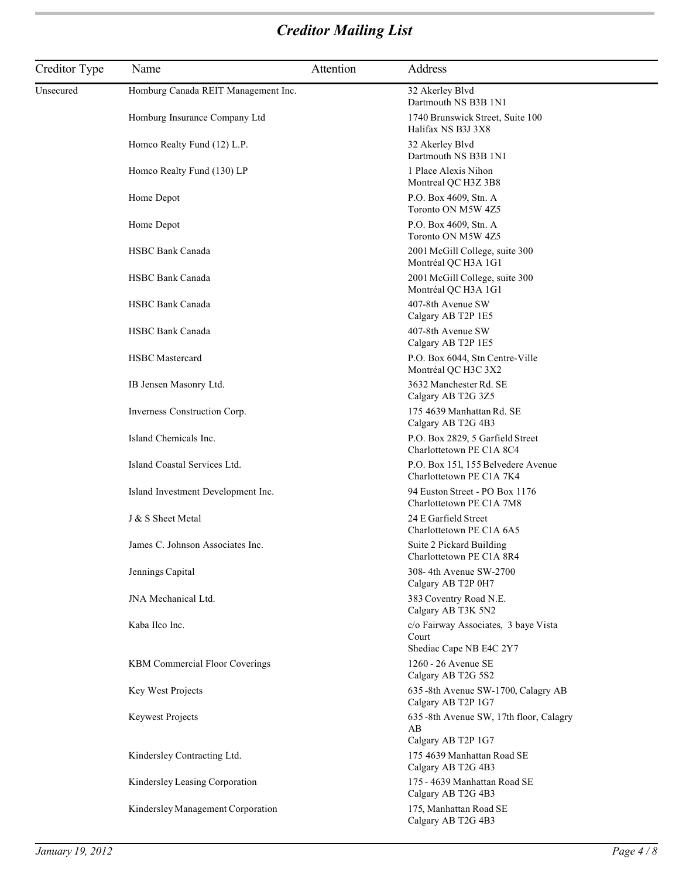## *Creditor Mailing List*

| Creditor Type | Name | Attention | Address |
|---|---|---|---|
| Unsecured | Homburg Canada REIT Management Inc. | | 32 Akerley Blvd<br>Dartmouth NS B3B 1N1 |
| | Homburg Insurance Company Ltd | | 1740 Brunswick Street, Suite 100<br>Halifax NS B3J 3X8 |
| | Homco Realty Fund (12) L.P. | | 32 Akerley Blvd<br>Dartmouth NS B3B 1N1 |
| | Homco Realty Fund (130) LP | | 1 Place Alexis Nihon<br>Montreal QC H3Z 3B8 |
| | Home Depot | | P.O. Box 4609, Stn. A<br>Toronto ON M5W 4Z5 |
| | Home Depot | | P.O. Box 4609, Stn. A<br>Toronto ON M5W 4Z5 |
| | HSBC Bank Canada | | 2001 McGill College, suite 300<br>Montréal QC H3A 1G1 |
| | HSBC Bank Canada | | 2001 McGill College, suite 300<br>Montréal QC H3A 1G1 |
| | HSBC Bank Canada | | 407-8th Avenue SW<br>Calgary AB T2P 1E5 |
| | HSBC Bank Canada | | 407-8th Avenue SW<br>Calgary AB T2P 1E5 |
| | HSBC Mastercard | | P.O. Box 6044, Stn Centre-Ville<br>Montréal QC H3C 3X2 |
| | IB Jensen Masonry Ltd. | | 3632 Manchester Rd. SE<br>Calgary AB T2G 3Z5 |
| | Inverness Construction Corp. | | 175 4639 Manhattan Rd. SE<br>Calgary AB T2G 4B3 |
| | Island Chemicals Inc. | | P.O. Box 2829, 5 Garfield Street<br>Charlottetown PE C1A 8C4 |
| | Island Coastal Services Ltd. | | P.O. Box 151, 155 Belvedere Avenue<br>Charlottetown PE C1A 7K4 |
| | Island Investment Development Inc. | | 94 Euston Street - PO Box 1176<br>Charlottetown PE C1A 7M8 |
| | J & S Sheet Metal | | 24 E Garfield Street<br>Charlottetown PE C1A 6A5 |
| | James C. Johnson Associates Inc. | | Suite 2 Pickard Building<br>Charlottetown PE C1A 8R4 |
| | Jennings Capital | | 308- 4th Avenue SW-2700<br>Calgary AB T2P 0H7 |
| | JNA Mechanical Ltd. | | 383 Coventry Road N.E.<br>Calgary AB T3K 5N2 |
| | Kaba Ilco Inc. | | c/o Fairway Associates, 3 baye Vista Court<br>Shediac Cape NB E4C 2Y7 |
| | KBM Commercial Floor Coverings | | 1260 - 26 Avenue SE<br>Calgary AB T2G 5S2 |
| | Key West Projects | | 635 -8th Avenue SW-1700, Calagry AB<br>Calgary AB T2P 1G7 |
| | Keywest Projects | | 635 -8th Avenue SW, 17th floor, Calagry AB<br>Calgary AB T2P 1G7 |
| | Kindersley Contracting Ltd. | | 175 4639 Manhattan Road SE<br>Calgary AB T2G 4B3 |
| | Kindersley Leasing Corporation | | 175 - 4639 Manhattan Road SE<br>Calgary AB T2G 4B3 |
| | Kindersley Management Corporation | | 175, Manhattan Road SE<br>Calgary AB T2G 4B3 |

*January 19, 2012*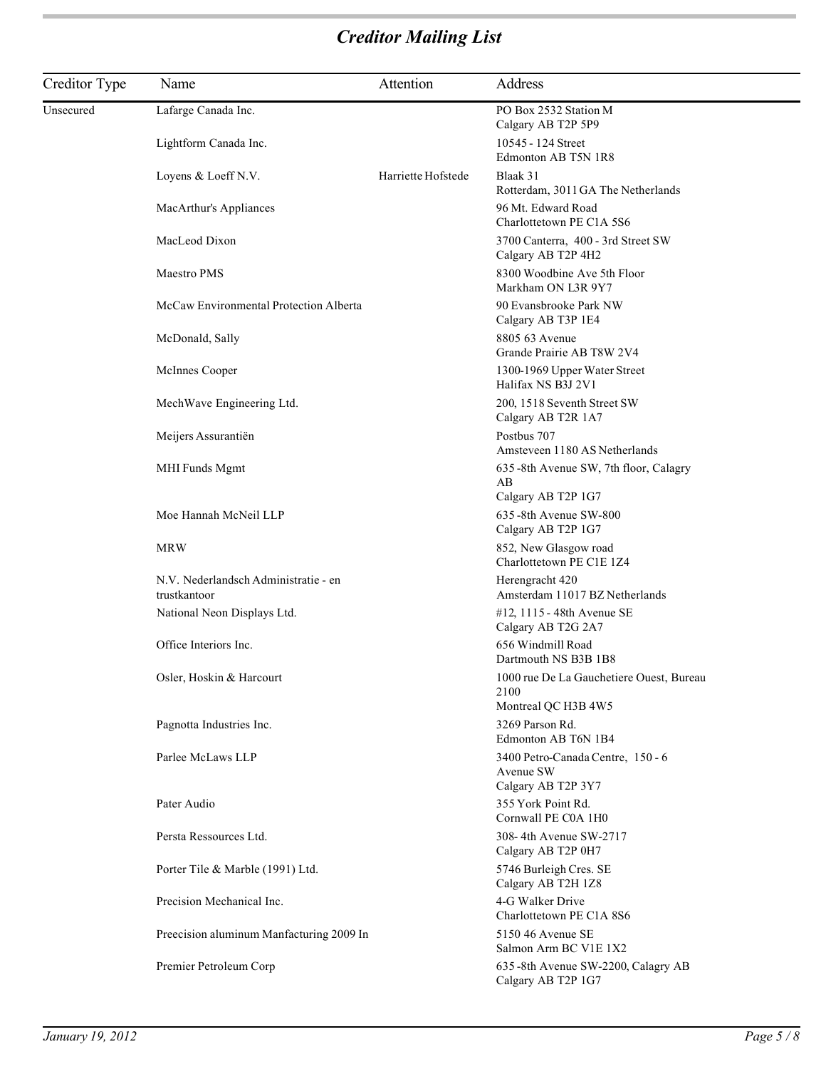## *Creditor Mailing List*

| Creditor Type | Name | Attention | Address |
|---|---|---|---|
| Unsecured | Lafarge Canada Inc. | | PO Box 2532 Station M<br>Calgary AB T2P 5P9 |
| | Lightform Canada Inc. | | 10545 - 124 Street<br>Edmonton AB T5N 1R8 |
| | Loyens & Loeff N.V. | Harriette Hofstede | Blaak 31<br>Rotterdam, 3011 GA The Netherlands |
| | MacArthur's Appliances | | 96 Mt. Edward Road<br>Charlottetown PE C1A 5S6 |
| | MacLeod Dixon | | 3700 Canterra, 400 - 3rd Street SW<br>Calgary AB T2P 4H2 |
| | Maestro PMS | | 8300 Woodbine Ave 5th Floor<br>Markham ON L3R 9Y7 |
| | McCaw Environmental Protection Alberta | | 90 Evansbrooke Park NW<br>Calgary AB T3P 1E4 |
| | McDonald, Sally | | 8805 63 Avenue<br>Grande Prairie AB T8W 2V4 |
| | McInnes Cooper | | 1300-1969 Upper Water Street<br>Halifax NS B3J 2V1 |
| | MechWave Engineering Ltd. | | 200, 1518 Seventh Street SW<br>Calgary AB T2R 1A7 |
| | Meijers Assurantiën | | Postbus 707<br>Amsteveen 1180 AS Netherlands |
| | MHI Funds Mgmt | | 635 -8th Avenue SW, 7th floor, Calagry AB<br>Calgary AB T2P 1G7 |
| | Moe Hannah McNeil LLP | | 635 -8th Avenue SW-800<br>Calgary AB T2P 1G7 |
| | MRW | | 852, New Glasgow road<br>Charlottetown PE C1E 1Z4 |
| | N.V. Nederlandsch Administratie - en trustkantoor | | Herengracht 420<br>Amsterdam 11017 BZ Netherlands |
| | National Neon Displays Ltd. | | #12, 1115 - 48th Avenue SE<br>Calgary AB T2G 2A7 |
| | Office Interiors Inc. | | 656 Windmill Road<br>Dartmouth NS B3B 1B8 |
| | Osler, Hoskin & Harcourt | | 1000 rue De La Gauchetiere Ouest, Bureau 2100<br>Montreal QC H3B 4W5 |
| | Pagnotta Industries Inc. | | 3269 Parson Rd.<br>Edmonton AB T6N 1B4 |
| | Parlee McLaws LLP | | 3400 Petro-Canada Centre, 150 - 6 Avenue SW<br>Calgary AB T2P 3Y7 |
| | Pater Audio | | 355 York Point Rd.<br>Cornwall PE C0A 1H0 |
| | Persta Ressources Ltd. | | 308- 4th Avenue SW-2717<br>Calgary AB T2P 0H7 |
| | Porter Tile & Marble (1991) Ltd. | | 5746 Burleigh Cres. SE<br>Calgary AB T2H 1Z8 |
| | Precision Mechanical Inc. | | 4-G Walker Drive<br>Charlottetown PE C1A 8S6 |
| | Preecision aluminum Manfacturing 2009 In | | 5150 46 Avenue SE<br>Salmon Arm BC V1E 1X2 |
| | Premier Petroleum Corp | | 635 -8th Avenue SW-2200, Calagry AB<br>Calgary AB T2P 1G7 |

*January 19, 2012*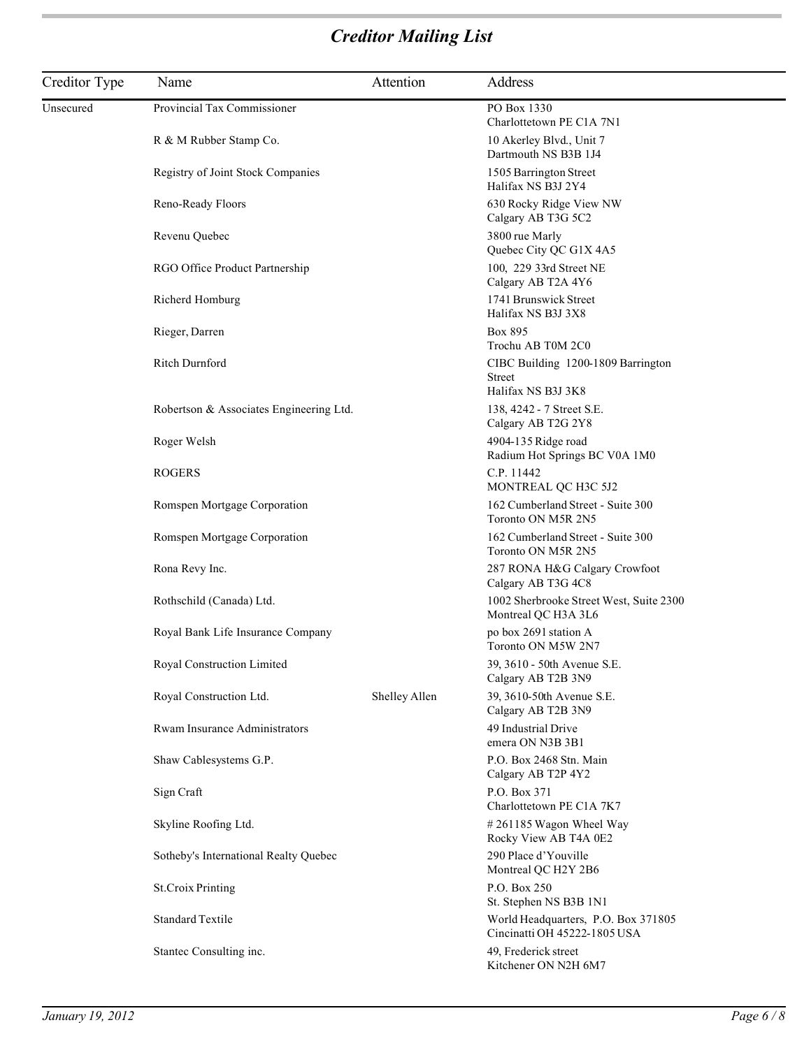# Creditor Mailing List

| Creditor Type | Name | Attention | Address |
|---|---|---|---|
| Unsecured | Provincial Tax Commissioner | | PO Box 1330<br>Charlottetown PE C1A 7N1 |
| | R & M Rubber Stamp Co. | | 10 Akerley Blvd., Unit 7<br>Dartmouth NS B3B 1J4 |
| | Registry of Joint Stock Companies | | 1505 Barrington Street<br>Halifax NS B3J 2Y4 |
| | Reno-Ready Floors | | 630 Rocky Ridge View NW<br>Calgary AB T3G 5C2 |
| | Revenu Quebec | | 3800 rue Marly<br>Quebec City QC G1X 4A5 |
| | RGO Office Product Partnership | | 100, 229 33rd Street NE<br>Calgary AB T2A 4Y6 |
| | Richerd Homburg | | 1741 Brunswick Street<br>Halifax NS B3J 3X8 |
| | Rieger, Darren | | Box 895<br>Trochu AB T0M 2C0 |
| | Ritch Durnford | | CIBC Building 1200-1809 Barrington Street<br>Halifax NS B3J 3K8 |
| | Robertson & Associates Engineering Ltd. | | 138, 4242 - 7 Street S.E.<br>Calgary AB T2G 2Y8 |
| | Roger Welsh | | 4904-135 Ridge road<br>Radium Hot Springs BC V0A 1M0 |
| | ROGERS | | C.P. 11442<br>MONTREAL QC H3C 5J2 |
| | Romspen Mortgage Corporation | | 162 Cumberland Street - Suite 300<br>Toronto ON M5R 2N5 |
| | Romspen Mortgage Corporation | | 162 Cumberland Street - Suite 300<br>Toronto ON M5R 2N5 |
| | Rona Revy Inc. | | 287 RONA H&G Calgary Crowfoot<br>Calgary AB T3G 4C8 |
| | Rothschild (Canada) Ltd. | | 1002 Sherbrooke Street West, Suite 2300<br>Montreal QC H3A 3L6 |
| | Royal Bank Life Insurance Company | | po box 2691 station A<br>Toronto ON M5W 2N7 |
| | Royal Construction Limited | | 39, 3610 - 50th Avenue S.E.<br>Calgary AB T2B 3N9 |
| | Royal Construction Ltd. | Shelley Allen | 39, 3610-50th Avenue S.E.<br>Calgary AB T2B 3N9 |
| | Rwam Insurance Administrators | | 49 Industrial Drive<br>emera ON N3B 3B1 |
| | Shaw Cablesystems G.P. | | P.O. Box 2468 Stn. Main<br>Calgary AB T2P 4Y2 |
| | Sign Craft | | P.O. Box 371<br>Charlottetown PE C1A 7K7 |
| | Skyline Roofing Ltd. | | # 261185 Wagon Wheel Way<br>Rocky View AB T4A 0E2 |
| | Sotheby's International Realty Quebec | | 290 Place d'Youville<br>Montreal QC H2Y 2B6 |
| | St.Croix Printing | | P.O. Box 250<br>St. Stephen NS B3B 1N1 |
| | Standard Textile | | World Headquarters, P.O. Box 371805<br>Cincinatti OH 45222-1805 USA |
| | Stantec Consulting inc. | | 49, Frederick street<br>Kitchener ON N2H 6M7 |

*January 19, 2012*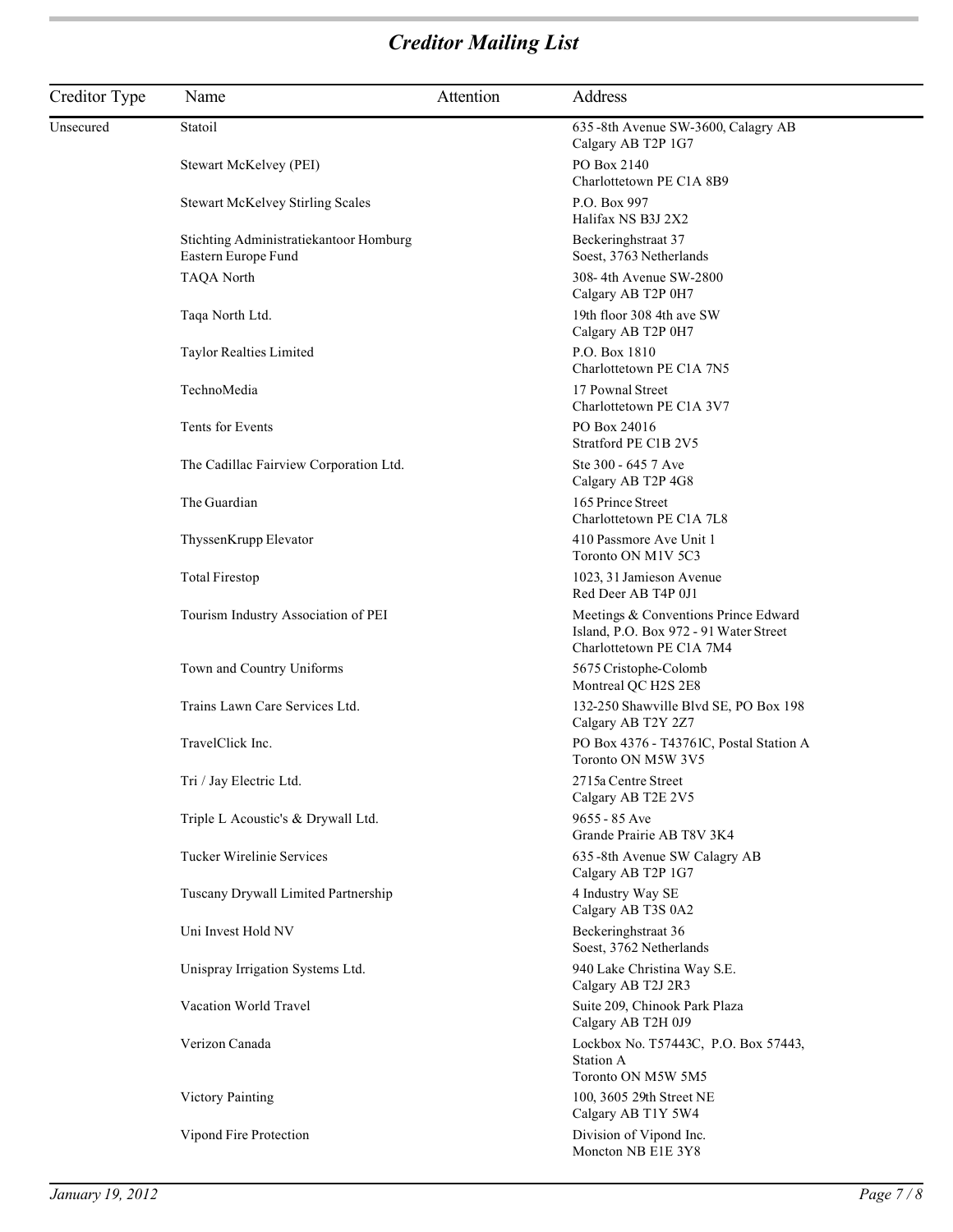# Creditor Mailing List

| Creditor Type | Name | Attention | Address |
|---|---|---|---|
| Unsecured | Statoil | | 635 -8th Avenue SW-3600, Calagry AB<br>Calgary AB T2P 1G7 |
| | Stewart McKelvey (PEI) | | PO Box 2140<br>Charlottetown PE C1A 8B9 |
| | Stewart McKelvey Stirling Scales | | P.O. Box 997<br>Halifax NS B3J 2X2 |
| | Stichting Administratiekantoor Homburg Eastern Europe Fund | | Beckeringhstraat 37<br>Soest, 3763 Netherlands |
| | TAQA North | | 308- 4th Avenue SW-2800<br>Calgary AB T2P 0H7 |
| | Taqa North Ltd. | | 19th floor 308 4th ave SW<br>Calgary AB T2P 0H7 |
| | Taylor Realties Limited | | P.O. Box 1810<br>Charlottetown PE C1A 7N5 |
| | TechnoMedia | | 17 Pownal Street<br>Charlottetown PE C1A 3V7 |
| | Tents for Events | | PO Box 24016<br>Stratford PE C1B 2V5 |
| | The Cadillac Fairview Corporation Ltd. | | Ste 300 - 645 7 Ave<br>Calgary AB T2P 4G8 |
| | The Guardian | | 165 Prince Street<br>Charlottetown PE C1A 7L8 |
| | ThyssenKrupp Elevator | | 410 Passmore Ave Unit 1<br>Toronto ON M1V 5C3 |
| | Total Firestop | | 1023, 31 Jamieson Avenue<br>Red Deer AB T4P 0J1 |
| | Tourism Industry Association of PEI | | Meetings & Conventions Prince Edward Island, P.O. Box 972 - 91 Water Street<br>Charlottetown PE C1A 7M4 |
| | Town and Country Uniforms | | 5675 Cristophe-Colomb<br>Montreal QC H2S 2E8 |
| | Trains Lawn Care Services Ltd. | | 132-250 Shawville Blvd SE, PO Box 198<br>Calgary AB T2Y 2Z7 |
| | TravelClick Inc. | | PO Box 4376 - T43761C, Postal Station A<br>Toronto ON M5W 3V5 |
| | Tri / Jay Electric Ltd. | | 2715a Centre Street<br>Calgary AB T2E 2V5 |
| | Triple L Acoustic's & Drywall Ltd. | | 9655 - 85 Ave<br>Grande Prairie AB T8V 3K4 |
| | Tucker Wirelinie Services | | 635 -8th Avenue SW Calagry AB<br>Calgary AB T2P 1G7 |
| | Tuscany Drywall Limited Partnership | | 4 Industry Way SE<br>Calgary AB T3S 0A2 |
| | Uni Invest Hold NV | | Beckeringhstraat 36<br>Soest, 3762 Netherlands |
| | Unispray Irrigation Systems Ltd. | | 940 Lake Christina Way S.E.<br>Calgary AB T2J 2R3 |
| | Vacation World Travel | | Suite 209, Chinook Park Plaza<br>Calgary AB T2H 0J9 |
| | Verizon Canada | | Lockbox No. T57443C, P.O. Box 57443, Station A<br>Toronto ON M5W 5M5 |
| | Victory Painting | | 100, 3605 29th Street NE<br>Calgary AB T1Y 5W4 |
| | Vipond Fire Protection | | Division of Vipond Inc.<br>Moncton NB E1E 3Y8 |

*January 19, 2012*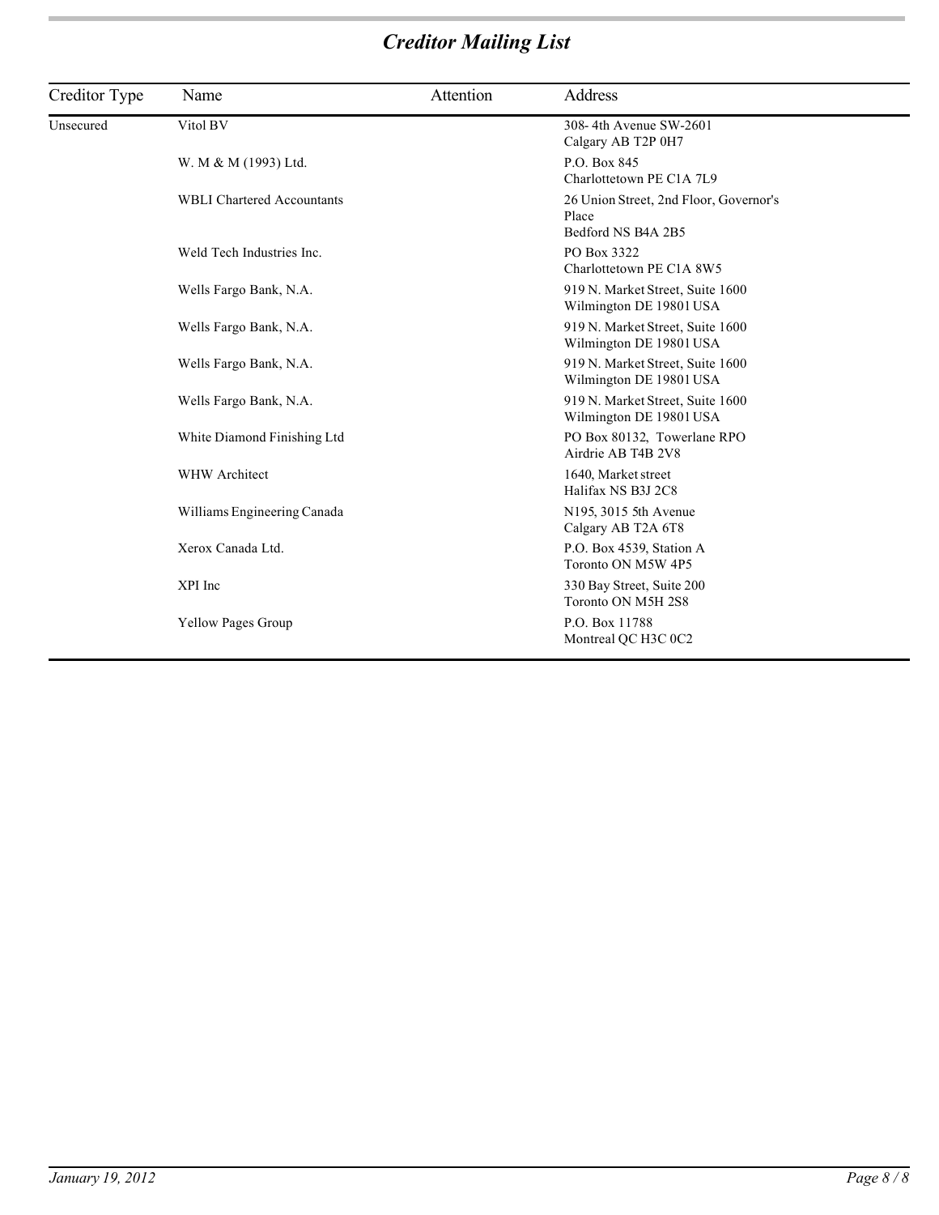## *Creditor Mailing List*

| Creditor Type | Name | Attention | Address |
|---|---|---|---|
| Unsecured | Vitol BV | | 308- 4th Avenue SW-2601<br>Calgary AB T2P 0H7 |
| | W. M & M (1993) Ltd. | | P.O. Box 845<br>Charlottetown PE C1A 7L9 |
| | WBLI Chartered Accountants | | 26 Union Street, 2nd Floor, Governor's Place<br>Bedford NS B4A 2B5 |
| | Weld Tech Industries Inc. | | PO Box 3322<br>Charlottetown PE C1A 8W5 |
| | Wells Fargo Bank, N.A. | | 919 N. Market Street, Suite 1600<br>Wilmington DE 19801 USA |
| | Wells Fargo Bank, N.A. | | 919 N. Market Street, Suite 1600<br>Wilmington DE 19801 USA |
| | Wells Fargo Bank, N.A. | | 919 N. Market Street, Suite 1600<br>Wilmington DE 19801 USA |
| | Wells Fargo Bank, N.A. | | 919 N. Market Street, Suite 1600<br>Wilmington DE 19801 USA |
| | White Diamond Finishing Ltd | | PO Box 80132, Towerlane RPO<br>Airdrie AB T4B 2V8 |
| | WHW Architect | | 1640, Market street<br>Halifax NS B3J 2C8 |
| | Williams Engineering Canada | | N195, 3015 5th Avenue<br>Calgary AB T2A 6T8 |
| | Xerox Canada Ltd. | | P.O. Box 4539, Station A<br>Toronto ON M5W 4P5 |
| | XPI Inc | | 330 Bay Street, Suite 200<br>Toronto ON M5H 2S8 |
| | Yellow Pages Group | | P.O. Box 11788<br>Montreal QC H3C 0C2 |

*January 19, 2012*